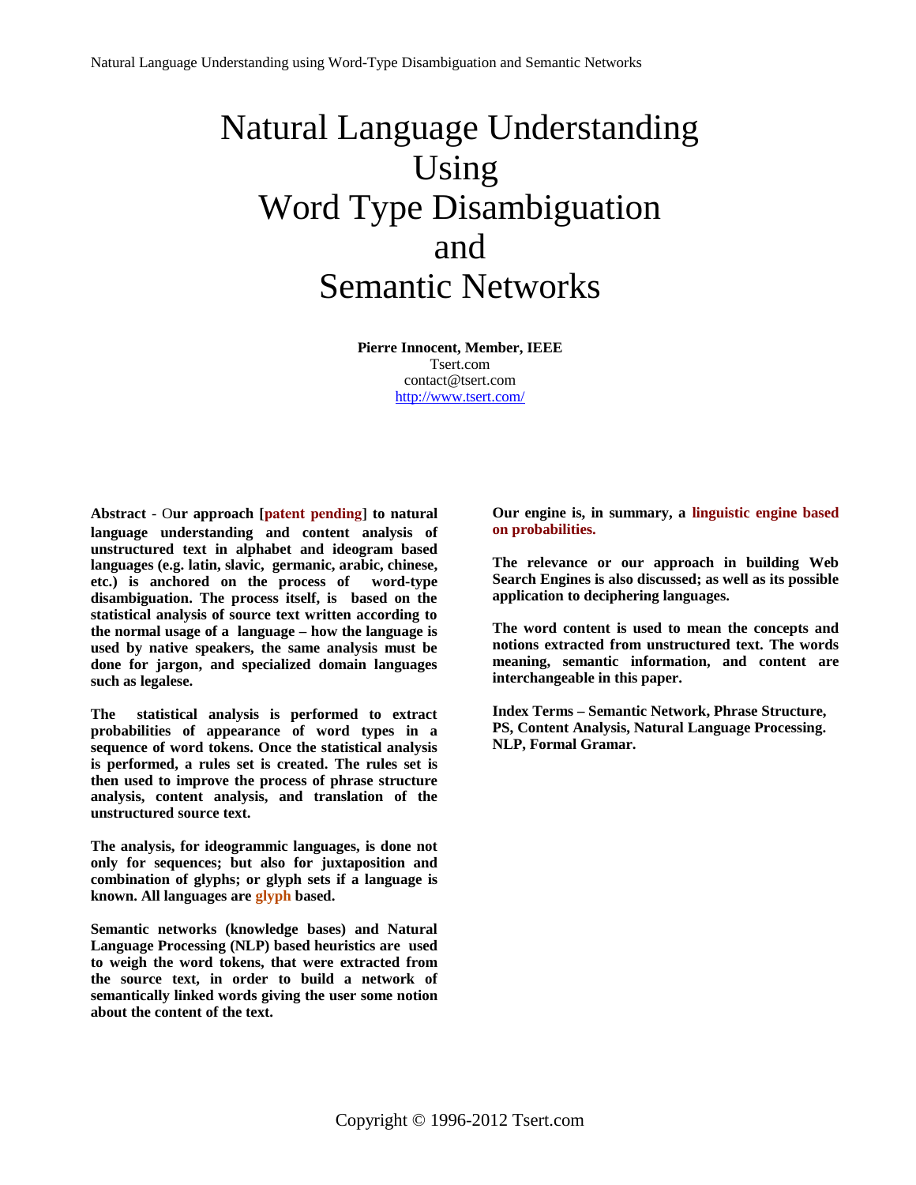# Natural Language Understanding Using Word Type Disambiguation and Semantic Networks

**Pierre Innocent, Member, IEEE**
Tsert.com
contact@tsert.com
http://www.tsert.com/

**Abstract** - **Our approach [patent pending] to natural language understanding and content analysis of unstructured text in alphabet and ideogram based languages (e.g. latin, slavic, germanic, arabic, chinese, etc.) is anchored on the process of word-type disambiguation. The process itself, is based on the statistical analysis of source text written according to the normal usage of a language – how the language is used by native speakers, the same analysis must be done for jargon, and specialized domain languages such as legalese.**

**The statistical analysis is performed to extract probabilities of appearance of word types in a sequence of word tokens. Once the statistical analysis is performed, a rules set is created. The rules set is then used to improve the process of phrase structure analysis, content analysis, and translation of the unstructured source text.**

**The analysis, for ideogrammic languages, is done not only for sequences; but also for juxtaposition and combination of glyphs; or glyph sets if a language is known. All languages are glyph based.**

**Semantic networks (knowledge bases) and Natural Language Processing (NLP) based heuristics are used to weigh the word tokens, that were extracted from the source text, in order to build a network of semantically linked words giving the user some notion about the content of the text.**

**Our engine is, in summary, a linguistic engine based on probabilities.**

**The relevance or our approach in building Web Search Engines is also discussed; as well as its possible application to deciphering languages.**

**The word content is used to mean the concepts and notions extracted from unstructured text. The words meaning, semantic information, and content are interchangeable in this paper.**

**Index Terms – Semantic Network, Phrase Structure, PS, Content Analysis, Natural Language Processing. NLP, Formal Gramar.**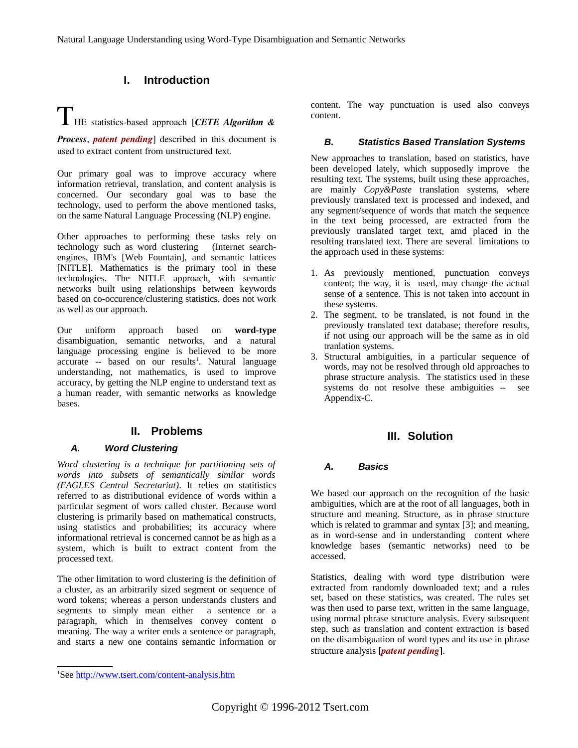## I. Introduction

THE statistics-based approach [***CETE Algorithm & Process***, ***patent pending***] described in this document is used to extract content from unstructured text.

Our primary goal was to improve accuracy where information retrieval, translation, and content analysis is concerned. Our secondary goal was to base the technology, used to perform the above mentioned tasks, on the same Natural Language Processing (NLP) engine.

Other approaches to performing these tasks rely on technology such as word clustering (Internet search-engines, IBM's [Web Fountain], and semantic lattices [NITLE]. Mathematics is the primary tool in these technologies. The NITLE approach, with semantic networks built using relationships between keywords based on co-occurence/clustering statistics, does not work as well as our approach.

Our uniform approach based on **word-type** disambiguation, semantic networks, and a natural language processing engine is believed to be more accurate -- based on our results[1]. Natural language understanding, not mathematics, is used to improve accuracy, by getting the NLP engine to understand text as a human reader, with semantic networks as knowledge bases.

## II. Problems

### *A. Word Clustering*

*Word clustering is a technique for partitioning sets of words into subsets of semantically similar words (EAGLES Central Secretariat)*. It relies on statitistics referred to as distributional evidence of words within a particular segment of wors called cluster. Because word clustering is primarily based on mathematical constructs, using statistics and probabilities; its accuracy where informational retrieval is concerned cannot be as high as a system, which is built to extract content from the processed text.

The other limitation to word clustering is the definition of a cluster, as an arbitrarily sized segment or sequence of word tokens; whereas a person understands clusters and segments to simply mean either a sentence or a paragraph, which in themselves convey content o meaning. The way a writer ends a sentence or paragraph, and starts a new one contains semantic information or content. The way punctuation is used also conveys content.

### *B. Statistics Based Translation Systems*

New approaches to translation, based on statistics, have been developed lately, which supposedly improve the resulting text. The systems, built using these approaches, are mainly *Copy&Paste* translation systems, where previously translated text is processed and indexed, and any segment/sequence of words that match the sequence in the text being processed, are extracted from the previously translated target text, amd placed in the resulting translated text. There are several limitations to the approach used in these systems:

1. As previously mentioned, punctuation conveys content; the way, it is used, may change the actual sense of a sentence. This is not taken into account in these systems.
2. The segment, to be translated, is not found in the previously translated text database; therefore results, if not using our approach will be the same as in old tranlation systems.
3. Structural ambiguities, in a particular sequence of words, may not be resolved through old approaches to phrase structure analysis. The statistics used in these systems do not resolve these ambiguities -- see Appendix-C.

## III. Solution

### *A. Basics*

We based our approach on the recognition of the basic ambiguities, which are at the root of all languages, both in structure and meaning. Structure, as in phrase structure which is related to grammar and syntax [3]; and meaning, as in word-sense and in understanding content where knowledge bases (semantic networks) need to be accessed.

Statistics, dealing with word type distribution were extracted from randomly downloaded text; and a rules set, based on these statistics, was created. The rules set was then used to parse text, written in the same language, using normal phrase structure analysis. Every subsequent step, such as translation and content extraction is based on the disambiguation of word types and its use in phrase structure analysis [***patent pending***].

[1] See http://www.tsert.com/content-analysis.htm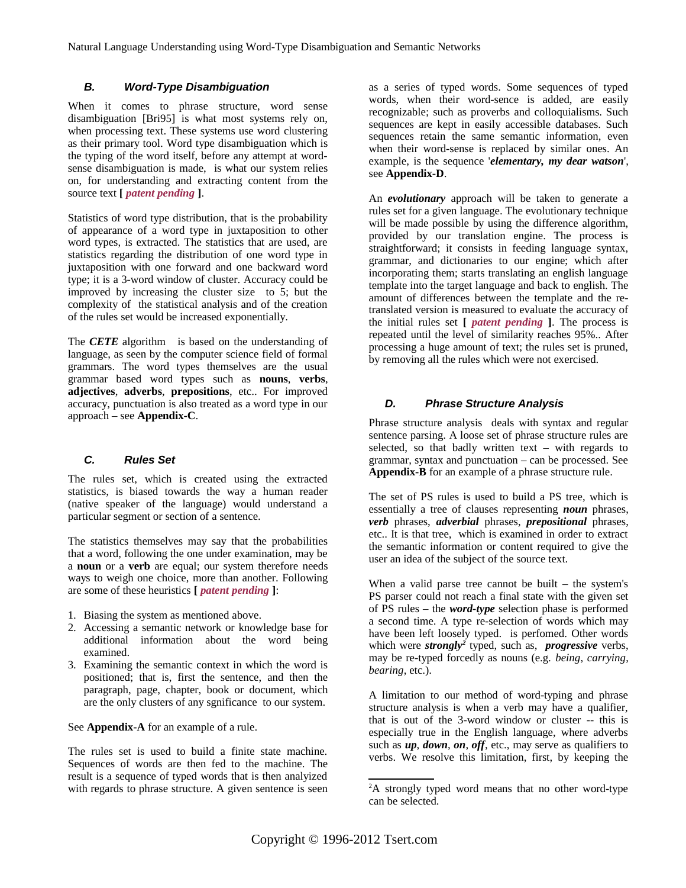### *B. Word-Type Disambiguation*

When it comes to phrase structure, word sense disambiguation [Bri95] is what most systems rely on, when processing text. These systems use word clustering as their primary tool. Word type disambiguation which is the typing of the word itself, before any attempt at word-sense disambiguation is made, is what our system relies on, for understanding and extracting content from the source text **[** ***patent pending*** **]**.

Statistics of word type distribution, that is the probability of appearance of a word type in juxtaposition to other word types, is extracted. The statistics that are used, are statistics regarding the distribution of one word type in juxtaposition with one forward and one backward word type; it is a 3-word window of cluster. Accuracy could be improved by increasing the cluster size to 5; but the complexity of the statistical analysis and of the creation of the rules set would be increased exponentially.

The ***CETE*** algorithm is based on the understanding of language, as seen by the computer science field of formal grammars. The word types themselves are the usual grammar based word types such as **nouns**, **verbs**, **adjectives**, **adverbs**, **prepositions**, etc.. For improved accuracy, punctuation is also treated as a word type in our approach – see **Appendix-C**.

### *C. Rules Set*

The rules set, which is created using the extracted statistics, is biased towards the way a human reader (native speaker of the language) would understand a particular segment or section of a sentence.

The statistics themselves may say that the probabilities that a word, following the one under examination, may be a **noun** or a **verb** are equal; our system therefore needs ways to weigh one choice, more than another. Following are some of these heuristics **[** ***patent pending*** **]**:

1. Biasing the system as mentioned above.
2. Accessing a semantic network or knowledge base for additional information about the word being examined.
3. Examining the semantic context in which the word is positioned; that is, first the sentence, and then the paragraph, page, chapter, book or document, which are the only clusters of any sgnificance to our system.

See **Appendix-A** for an example of a rule.

The rules set is used to build a finite state machine. Sequences of words are then fed to the machine. The result is a sequence of typed words that is then analyized with regards to phrase structure. A given sentence is seen as a series of typed words. Some sequences of typed words, when their word-sence is added, are easily recognizable; such as proverbs and colloquialisms. Such sequences are kept in easily accessible databases. Such sequences retain the same semantic information, even when their word-sense is replaced by similar ones. An example, is the sequence '***elementary, my dear watson***', see **Appendix-D**.

An ***evolutionary*** approach will be taken to generate a rules set for a given language. The evolutionary technique will be made possible by using the difference algorithm, provided by our translation engine. The process is straightforward; it consists in feeding language syntax, grammar, and dictionaries to our engine; which after incorporating them; starts translating an english language template into the target language and back to english. The amount of differences between the template and the re-translated version is measured to evaluate the accuracy of the initial rules set **[** ***patent pending*** **]**. The process is repeated until the level of similarity reaches 95%.. After processing a huge amount of text; the rules set is pruned, by removing all the rules which were not exercised.

### *D. Phrase Structure Analysis*

Phrase structure analysis deals with syntax and regular sentence parsing. A loose set of phrase structure rules are selected, so that badly written text – with regards to grammar, syntax and punctuation – can be processed. See **Appendix-B** for an example of a phrase structure rule.

The set of PS rules is used to build a PS tree, which is essentially a tree of clauses representing ***noun*** phrases, ***verb*** phrases, ***adverbial*** phrases, ***prepositional*** phrases, etc.. It is that tree, which is examined in order to extract the semantic information or content required to give the user an idea of the subject of the source text.

When a valid parse tree cannot be built – the system's PS parser could not reach a final state with the given set of PS rules – the ***word-type*** selection phase is performed a second time. A type re-selection of words which may have been left loosely typed. is perfomed. Other words which were ***strongly***[2] typed, such as, ***progressive*** verbs, may be re-typed forcedly as nouns (e.g. *being*, *carrying*, *bearing*, etc.).

A limitation to our method of word-typing and phrase structure analysis is when a verb may have a qualifier, that is out of the 3-word window or cluster -- this is especially true in the English language, where adverbs such as ***up***, ***down***, ***on***, ***off***, etc., may serve as qualifiers to verbs. We resolve this limitation, first, by keeping the

[2]A strongly typed word means that no other word-type can be selected.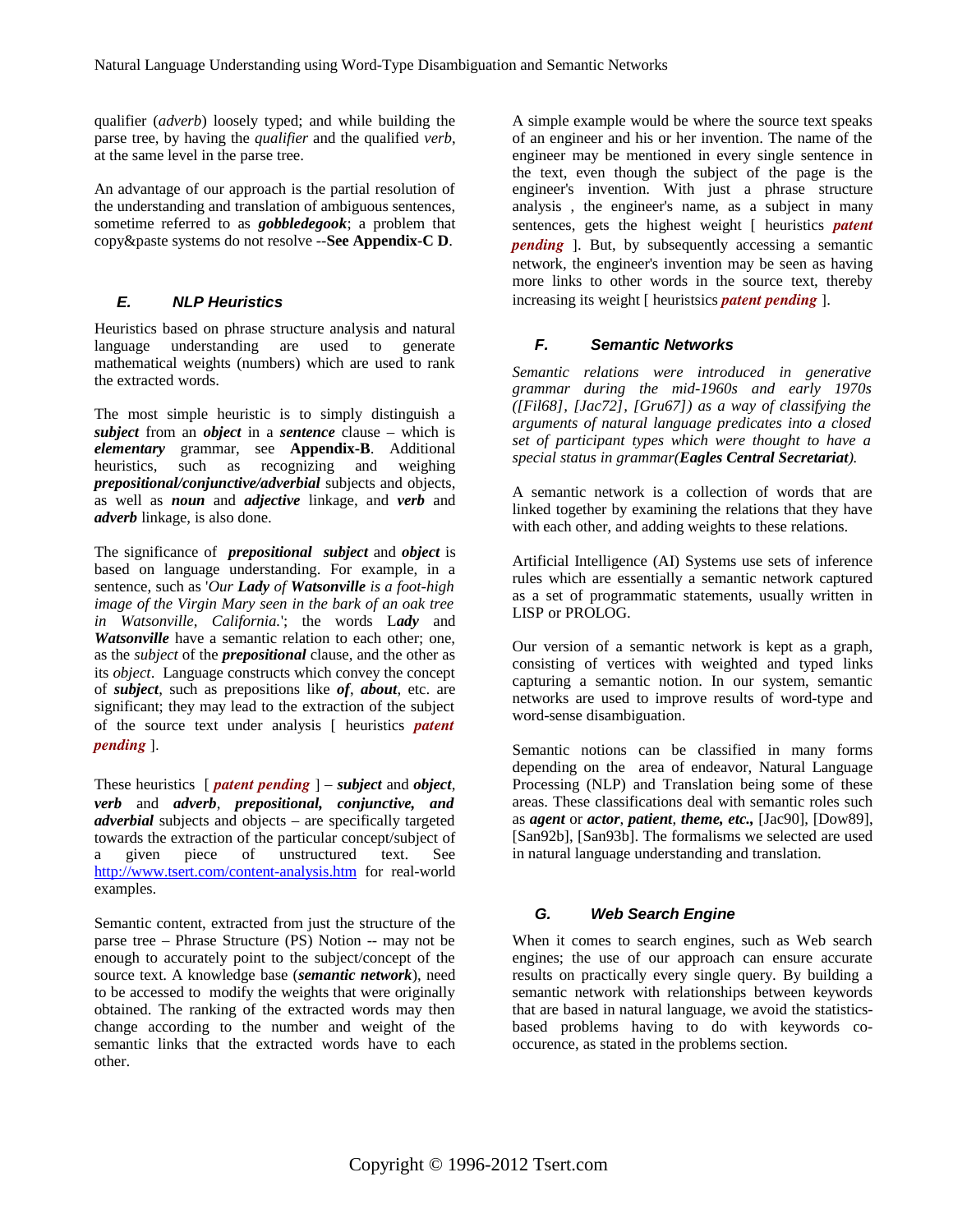qualifier (*adverb*) loosely typed; and while building the parse tree, by having the *qualifier* and the qualified *verb*, at the same level in the parse tree.

An advantage of our approach is the partial resolution of the understanding and translation of ambiguous sentences, sometime referred to as ***gobbledegook***; a problem that copy&paste systems do not resolve --**See Appendix-C D**.

### *E. NLP Heuristics*

Heuristics based on phrase structure analysis and natural language understanding are used to generate mathematical weights (numbers) which are used to rank the extracted words.

The most simple heuristic is to simply distinguish a ***subject*** from an ***object*** in a ***sentence*** clause – which is ***elementary*** grammar, see **Appendix-B**. Additional heuristics, such as recognizing and weighing ***prepositional/conjunctive/adverbial*** subjects and objects, as well as ***noun*** and ***adjective*** linkage, and ***verb*** and ***adverb*** linkage, is also done.

The significance of ***prepositional subject*** and ***object*** is based on language understanding. For example, in a sentence, such as '*Our **Lady** of **Watsonville** is a foot-high image of the Virgin Mary seen in the bark of an oak tree in Watsonville, California.*'; the words L***ady*** and ***Watsonville*** have a semantic relation to each other; one, as the *subject* of the ***prepositional*** clause, and the other as its *object*. Language constructs which convey the concept of ***subject***, such as prepositions like ***of***, ***about***, etc. are significant; they may lead to the extraction of the subject of the source text under analysis [ heuristics ***patent pending*** ].

These heuristics [ ***patent pending*** ] – ***subject*** and ***object***, ***verb*** and ***adverb***, ***prepositional, conjunctive, and adverbial*** subjects and objects – are specifically targeted towards the extraction of the particular concept/subject of a given piece of unstructured text. See http://www.tsert.com/content-analysis.htm for real-world examples.

Semantic content, extracted from just the structure of the parse tree – Phrase Structure (PS) Notion -- may not be enough to accurately point to the subject/concept of the source text. A knowledge base (***semantic network***), need to be accessed to modify the weights that were originally obtained. The ranking of the extracted words may then change according to the number and weight of the semantic links that the extracted words have to each other.

A simple example would be where the source text speaks of an engineer and his or her invention. The name of the engineer may be mentioned in every single sentence in the text, even though the subject of the page is the engineer's invention. With just a phrase structure analysis , the engineer's name, as a subject in many sentences, gets the highest weight [ heuristics ***patent pending*** ]. But, by subsequently accessing a semantic network, the engineer's invention may be seen as having more links to other words in the source text, thereby increasing its weight [ heuristsics ***patent pending*** ].

### *F. Semantic Networks*

*Semantic relations were introduced in generative grammar during the mid-1960s and early 1970s ([Fil68], [Jac72], [Gru67]) as a way of classifying the arguments of natural language predicates into a closed set of participant types which were thought to have a special status in grammar(**Eagles Central Secretariat**).*

A semantic network is a collection of words that are linked together by examining the relations that they have with each other, and adding weights to these relations.

Artificial Intelligence (AI) Systems use sets of inference rules which are essentially a semantic network captured as a set of programmatic statements, usually written in LISP or PROLOG.

Our version of a semantic network is kept as a graph, consisting of vertices with weighted and typed links capturing a semantic notion. In our system, semantic networks are used to improve results of word-type and word-sense disambiguation.

Semantic notions can be classified in many forms depending on the area of endeavor, Natural Language Processing (NLP) and Translation being some of these areas. These classifications deal with semantic roles such as ***agent*** or ***actor***, ***patient***, ***theme, etc.,*** [Jac90], [Dow89], [San92b], [San93b]. The formalisms we selected are used in natural language understanding and translation.

### *G. Web Search Engine*

When it comes to search engines, such as Web search engines; the use of our approach can ensure accurate results on practically every single query. By building a semantic network with relationships between keywords that are based in natural language, we avoid the statistics-based problems having to do with keywords co-occurence, as stated in the problems section.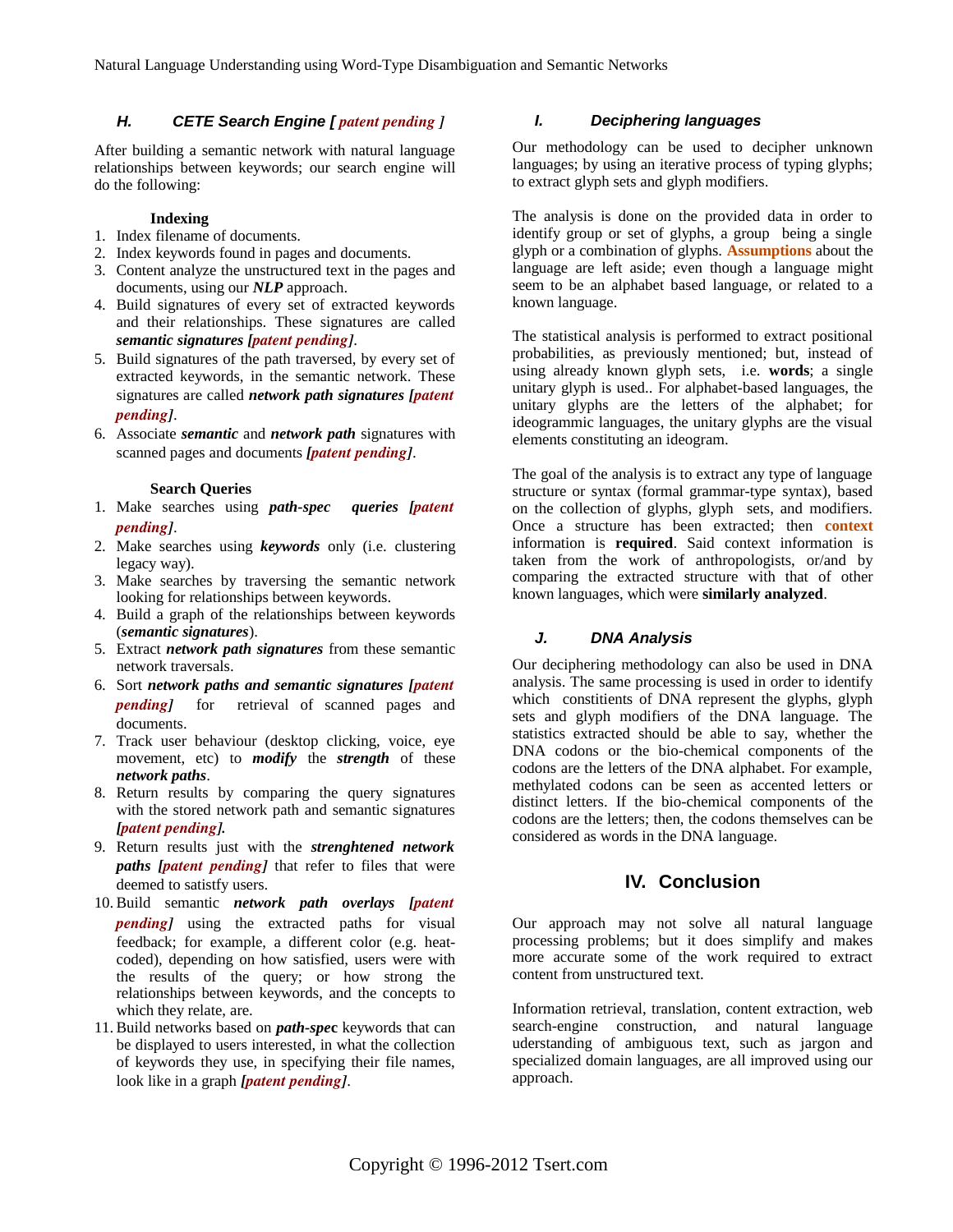### H. CETE Search Engine [ *patent pending* ]

After building a semantic network with natural language relationships between keywords; our search engine will do the following:

**Indexing**

1. Index filename of documents.
2. Index keywords found in pages and documents.
3. Content analyze the unstructured text in the pages and documents, using our ***NLP*** approach.
4. Build signatures of every set of extracted keywords and their relationships. These signatures are called ***semantic signatures [patent pending]***.
5. Build signatures of the path traversed, by every set of extracted keywords, in the semantic network. These signatures are called ***network path signatures [patent pending]***.
6. Associate ***semantic*** and ***network path*** signatures with scanned pages and documents ***[patent pending]***.

**Search Queries**

1. Make searches using ***path-spec queries [patent pending]***.
2. Make searches using ***keywords*** only (i.e. clustering legacy way).
3. Make searches by traversing the semantic network looking for relationships between keywords.
4. Build a graph of the relationships between keywords (***semantic signatures***).
5. Extract ***network path signatures*** from these semantic network traversals.
6. Sort ***network paths and semantic signatures [patent pending]*** for retrieval of scanned pages and documents.
7. Track user behaviour (desktop clicking, voice, eye movement, etc) to ***modify*** the ***strength*** of these ***network paths***.
8. Return results by comparing the query signatures with the stored network path and semantic signatures ***[patent pending].***
9. Return results just with the ***strenghtened network paths [patent pending]*** that refer to files that were deemed to satistfy users.
10. Build semantic ***network path overlays [patent pending]*** using the extracted paths for visual feedback; for example, a different color (e.g. heat-coded), depending on how satisfied, users were with the results of the query; or how strong the relationships between keywords, and the concepts to which they relate, are.
11. Build networks based on ***path-spec*** keywords that can be displayed to users interested, in what the collection of keywords they use, in specifying their file names, look like in a graph ***[patent pending]***.

### I. Deciphering languages

Our methodology can be used to decipher unknown languages; by using an iterative process of typing glyphs; to extract glyph sets and glyph modifiers.

The analysis is done on the provided data in order to identify group or set of glyphs, a group being a single glyph or a combination of glyphs. **Assumptions** about the language are left aside; even though a language might seem to be an alphabet based language, or related to a known language.

The statistical analysis is performed to extract positional probabilities, as previously mentioned; but, instead of using already known glyph sets, i.e. **words**; a single unitary glyph is used.. For alphabet-based languages, the unitary glyphs are the letters of the alphabet; for ideogrammic languages, the unitary glyphs are the visual elements constituting an ideogram.

The goal of the analysis is to extract any type of language structure or syntax (formal grammar-type syntax), based on the collection of glyphs, glyph sets, and modifiers. Once a structure has been extracted; then **context** information is **required**. Said context information is taken from the work of anthropologists, or/and by comparing the extracted structure with that of other known languages, which were **similarly analyzed**.

### J. DNA Analysis

Our deciphering methodology can also be used in DNA analysis. The same processing is used in order to identify which constitients of DNA represent the glyphs, glyph sets and glyph modifiers of the DNA language. The statistics extracted should be able to say, whether the DNA codons or the bio-chemical components of the codons are the letters of the DNA alphabet. For example, methylated codons can be seen as accented letters or distinct letters. If the bio-chemical components of the codons are the letters; then, the codons themselves can be considered as words in the DNA language.

## IV. Conclusion

Our approach may not solve all natural language processing problems; but it does simplify and makes more accurate some of the work required to extract content from unstructured text.

Information retrieval, translation, content extraction, web search-engine construction, and natural language uderstanding of ambiguous text, such as jargon and specialized domain languages, are all improved using our approach.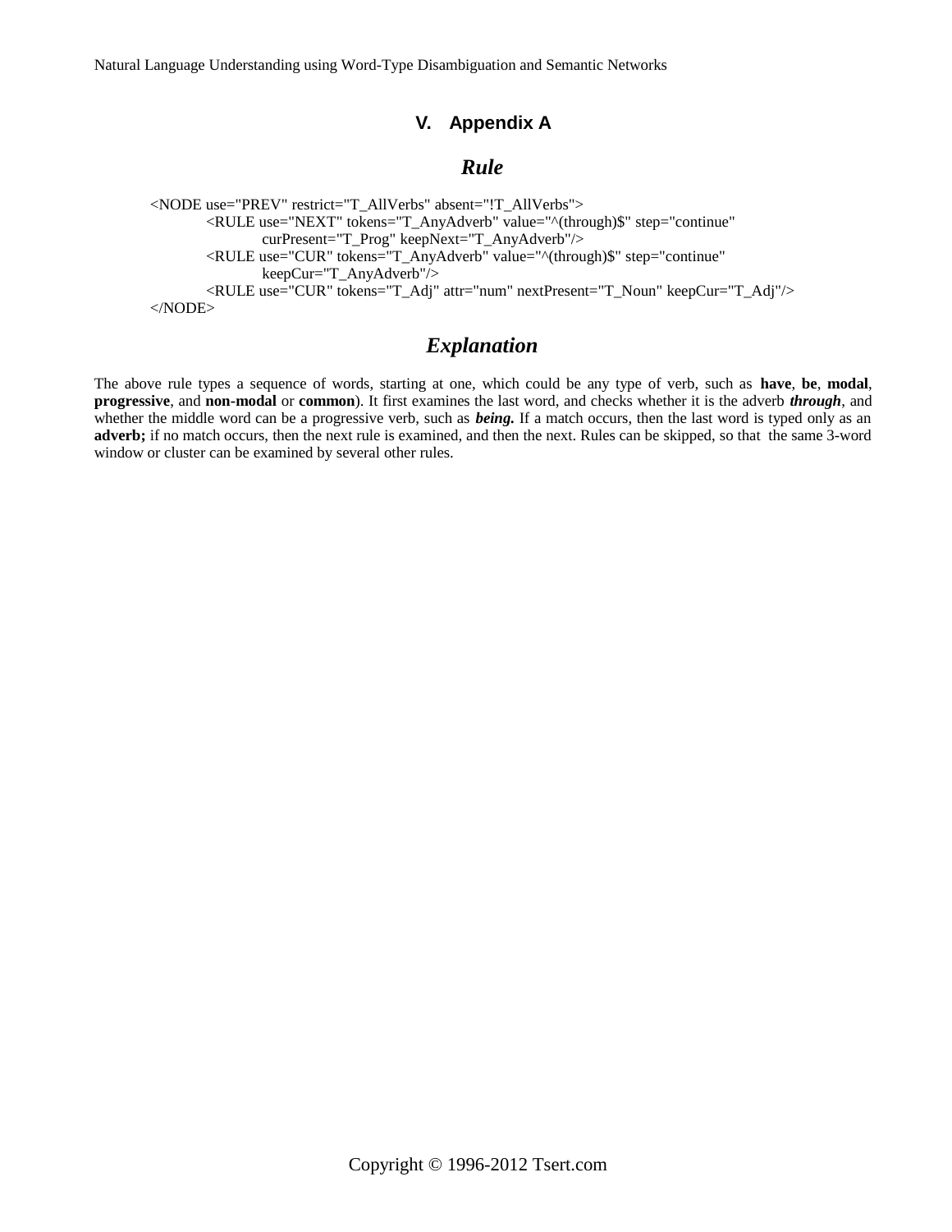# V. Appendix A

## *Rule*

```
<NODE use="PREV" restrict="T_AllVerbs" absent="!T_AllVerbs">
        <RULE use="NEXT" tokens="T_AnyAdverb" value="^(through)$" step="continue"
                curPresent="T_Prog" keepNext="T_AnyAdverb"/>
        <RULE use="CUR" tokens="T_AnyAdverb" value="^(through)$" step="continue"
                keepCur="T_AnyAdverb"/>
        <RULE use="CUR" tokens="T_Adj" attr="num" nextPresent="T_Noun" keepCur="T_Adj"/>
</NODE>
```

## *Explanation*

The above rule types a sequence of words, starting at one, which could be any type of verb, such as **have**, **be**, **modal**, **progressive**, and **non-modal** or **common**). It first examines the last word, and checks whether it is the adverb ***through***, and whether the middle word can be a progressive verb, such as ***being.*** If a match occurs, then the last word is typed only as an **adverb;** if no match occurs, then the next rule is examined, and then the next. Rules can be skipped, so that the same 3-word window or cluster can be examined by several other rules.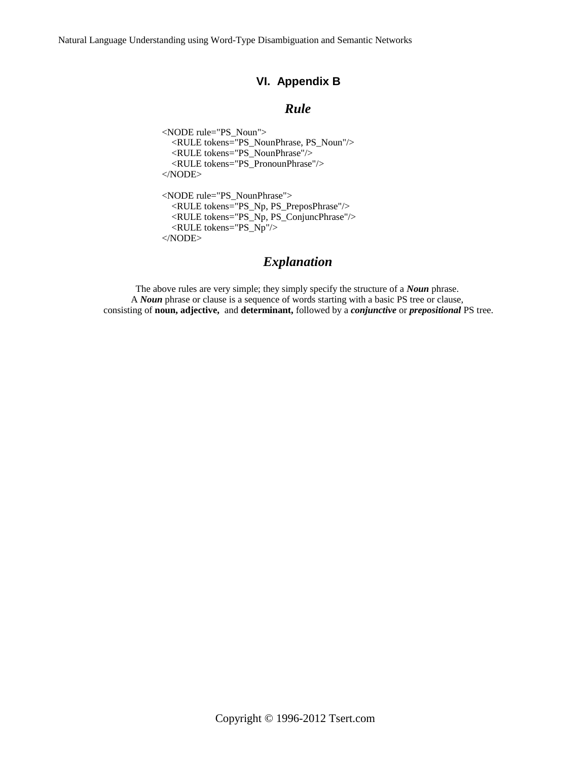# VI. Appendix B

## *Rule*

```
<NODE rule="PS_Noun">
   <RULE tokens="PS_NounPhrase, PS_Noun"/>
   <RULE tokens="PS_NounPhrase"/>
   <RULE tokens="PS_PronounPhrase"/>
</NODE>

<NODE rule="PS_NounPhrase">
   <RULE tokens="PS_Np, PS_PreposPhrase"/>
   <RULE tokens="PS_Np, PS_ConjuncPhrase"/>
   <RULE tokens="PS_Np"/>
</NODE>
```

## *Explanation*

The above rules are very simple; they simply specify the structure of a ***Noun*** phrase.
A ***Noun*** phrase or clause is a sequence of words starting with a basic PS tree or clause,
consisting of **noun, adjective,** and **determinant,** followed by a ***conjunctive*** or ***prepositional*** PS tree.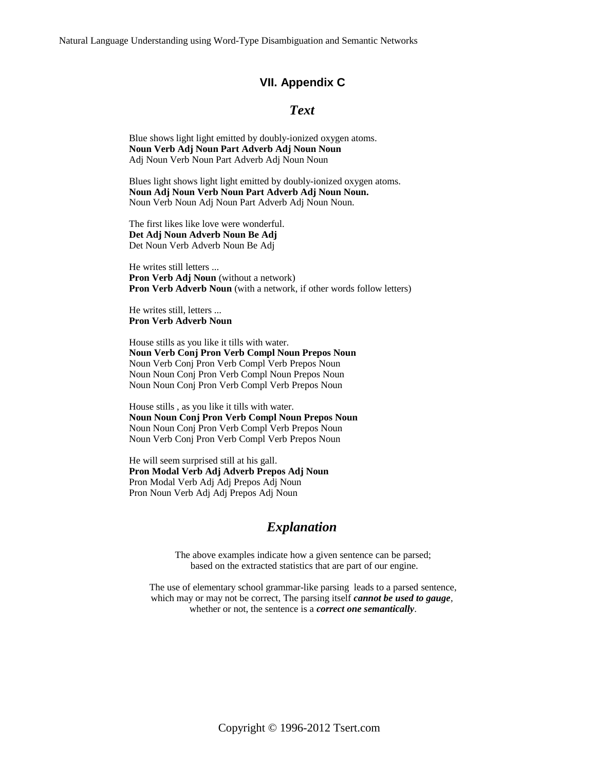## VII. Appendix C

### *Text*

Blue shows light light emitted by doubly-ionized oxygen atoms.
**Noun Verb Adj Noun Part Adverb Adj Noun Noun**
Adj Noun Verb Noun Part Adverb Adj Noun Noun

Blues light shows light light emitted by doubly-ionized oxygen atoms.
**Noun Adj Noun Verb Noun Part Adverb Adj Noun Noun.**
Noun Verb Noun Adj Noun Part Adverb Adj Noun Noun.

The first likes like love were wonderful.
**Det Adj Noun Adverb Noun Be Adj**
Det Noun Verb Adverb Noun Be Adj

He writes still letters ...
**Pron Verb Adj Noun** (without a network)
**Pron Verb Adverb Noun** (with a network, if other words follow letters)

He writes still, letters ...
**Pron Verb Adverb Noun**

House stills as you like it tills with water.
**Noun Verb Conj Pron Verb Compl Noun Prepos Noun**
Noun Verb Conj Pron Verb Compl Verb Prepos Noun
Noun Noun Conj Pron Verb Compl Noun Prepos Noun
Noun Noun Conj Pron Verb Compl Verb Prepos Noun

House stills , as you like it tills with water.
**Noun Noun Conj Pron Verb Compl Noun Prepos Noun**
Noun Noun Conj Pron Verb Compl Verb Prepos Noun
Noun Verb Conj Pron Verb Compl Verb Prepos Noun

He will seem surprised still at his gall.
**Pron Modal Verb Adj Adverb Prepos Adj Noun**
Pron Modal Verb Adj Adj Prepos Adj Noun
Pron Noun Verb Adj Adj Prepos Adj Noun

### *Explanation*

The above examples indicate how a given sentence can be parsed;
based on the extracted statistics that are part of our engine.

The use of elementary school grammar-like parsing leads to a parsed sentence, which may or may not be correct, The parsing itself ***cannot be used to gauge***, whether or not, the sentence is a ***correct one semantically***.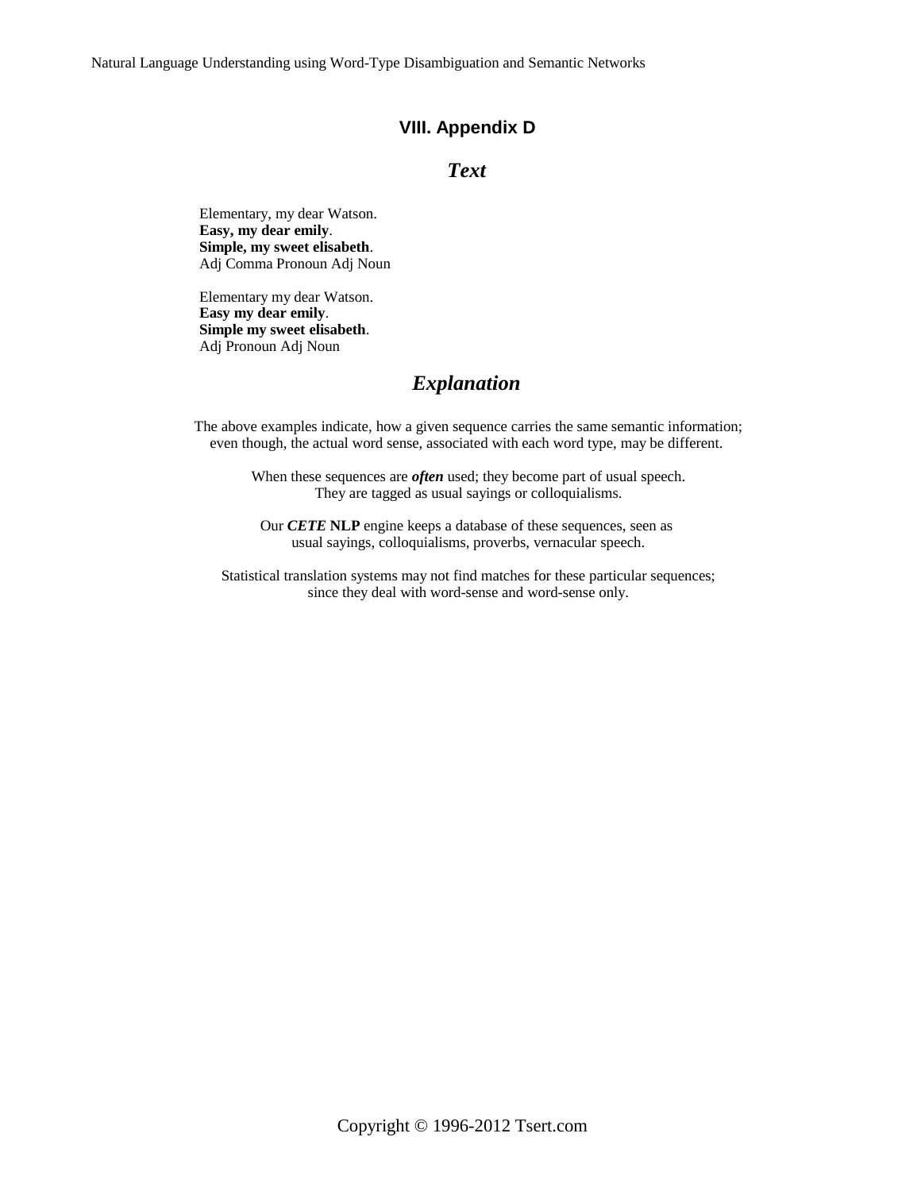## VIII. Appendix D

### *Text*

Elementary, my dear Watson.
**Easy, my dear emily**.
**Simple, my sweet elisabeth**.
Adj Comma Pronoun Adj Noun

Elementary my dear Watson.
**Easy my dear emily**.
**Simple my sweet elisabeth**.
Adj Pronoun Adj Noun

### *Explanation*

The above examples indicate, how a given sequence carries the same semantic information; even though, the actual word sense, associated with each word type, may be different.

When these sequences are ***often*** used; they become part of usual speech. They are tagged as usual sayings or colloquialisms.

Our ***CETE*** **NLP** engine keeps a database of these sequences, seen as usual sayings, colloquialisms, proverbs, vernacular speech.

Statistical translation systems may not find matches for these particular sequences; since they deal with word-sense and word-sense only.